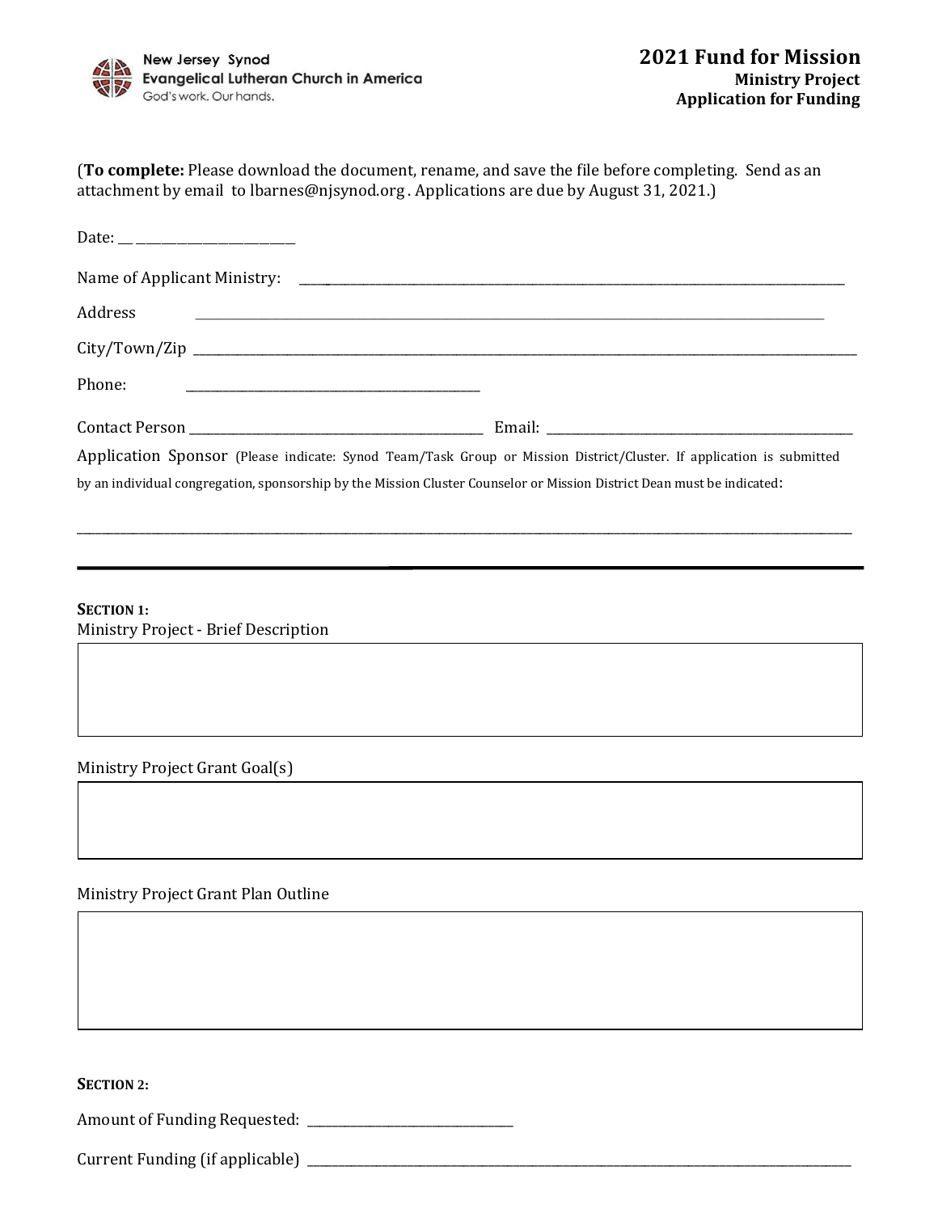New Jersey Synod
Evangelical Lutheran Church in America
God's work. Our hands.

# 2021 Fund for Mission

**Ministry Project**
**Application for Funding**

(**To complete:** Please download the document, rename, and save the file before completing. Send as an attachment by email to lbarnes@njsynod.org . Applications are due by August 31, 2021.)

Date: ___________________________

Name of Applicant Ministry: ___________________________________________________________________________

Address ___________________________________________________________________________

City/Town/Zip ___________________________________________________________________________

Phone: _______________________________________

Contact Person _______________________________________ Email: _______________________________________

Application Sponsor (Please indicate: Synod Team/Task Group or Mission District/Cluster. If application is submitted by an individual congregation, sponsorship by the Mission Cluster Counselor or Mission District Dean must be indicated:

___________________________________________________________________________

---

**SECTION 1:**

Ministry Project - Brief Description

|   |
|---|
|   |

Ministry Project Grant Goal(s)

|   |
|---|
|   |

Ministry Project Grant Plan Outline

|   |
|---|
|   |

**SECTION 2:**

Amount of Funding Requested: _____________________________

Current Funding (if applicable) ___________________________________________________________________________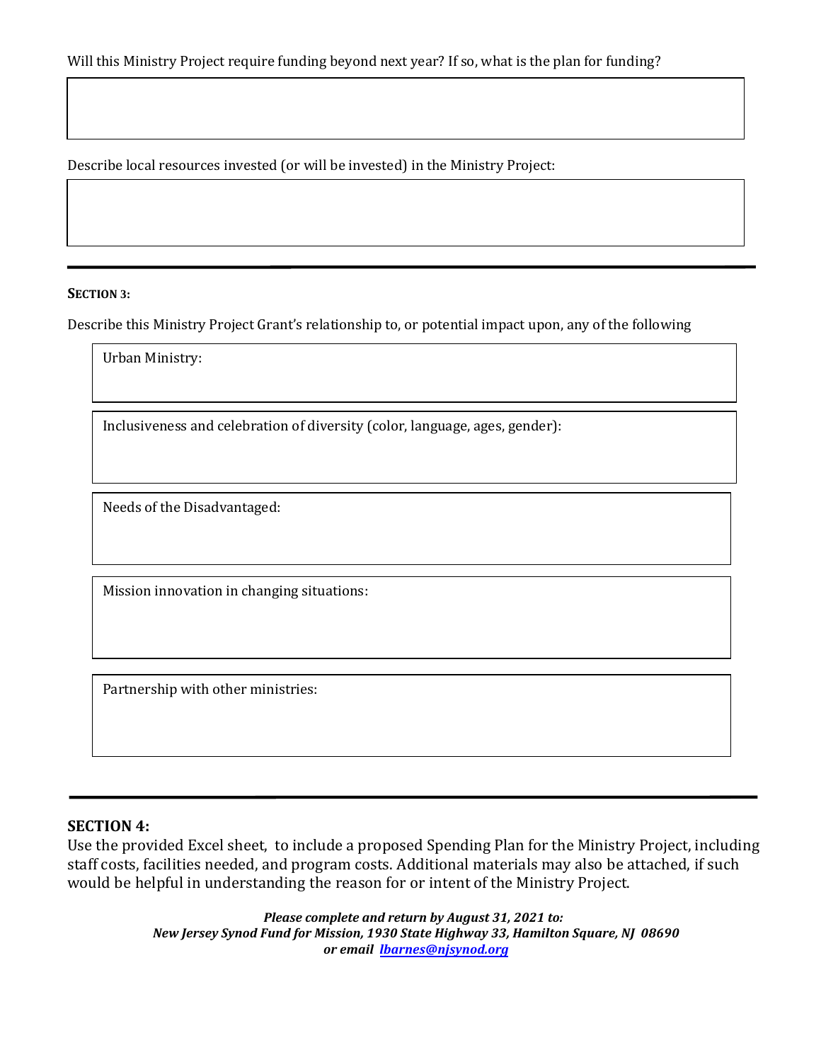Will this Ministry Project require funding beyond next year? If so, what is the plan for funding?

Describe local resources invested (or will be invested) in the Ministry Project:

---

**SECTION 3:**

Describe this Ministry Project Grant's relationship to, or potential impact upon, any of the following

Urban Ministry:

Inclusiveness and celebration of diversity (color, language, ages, gender):

Needs of the Disadvantaged:

Mission innovation in changing situations:

Partnership with other ministries:

---

**SECTION 4:**

Use the provided Excel sheet, to include a proposed Spending Plan for the Ministry Project, including staff costs, facilities needed, and program costs. Additional materials may also be attached, if such would be helpful in understanding the reason for or intent of the Ministry Project.

***Please complete and return by August 31, 2021 to:***
***New Jersey Synod Fund for Mission, 1930 State Highway 33, Hamilton Square, NJ 08690***
***or email lbarnes@njsynod.org***